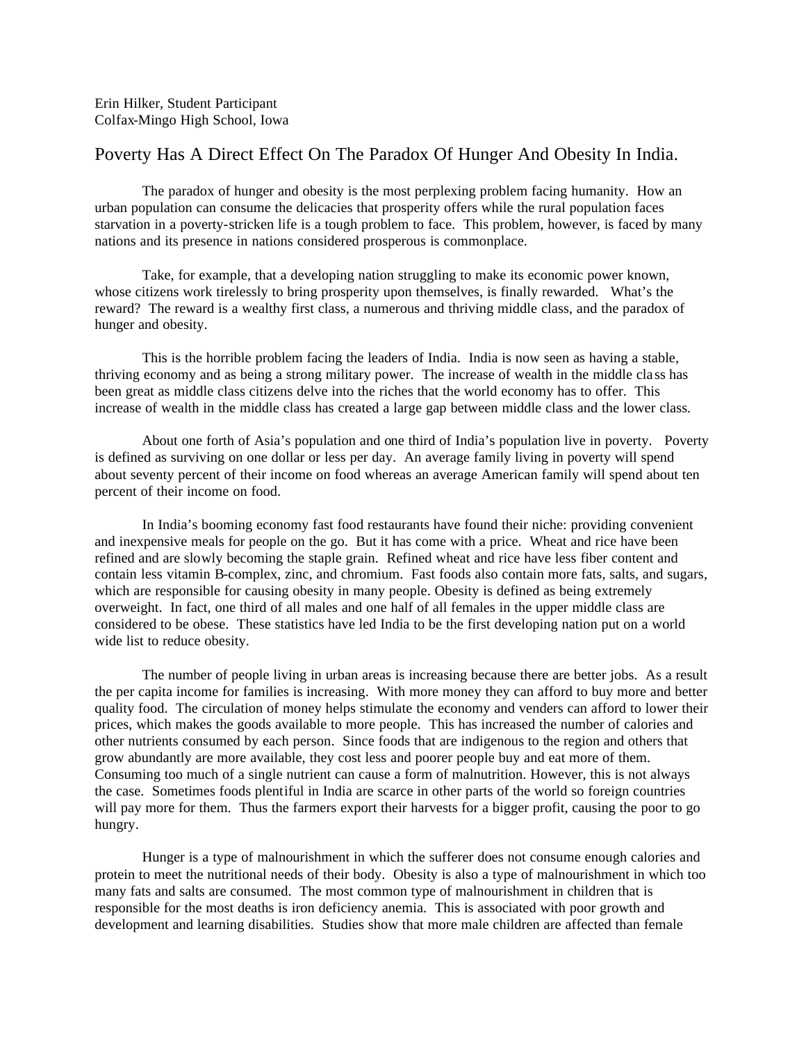Erin Hilker, Student Participant
Colfax-Mingo High School, Iowa

# Poverty Has A Direct Effect On The Paradox Of Hunger And Obesity In India.

The paradox of hunger and obesity is the most perplexing problem facing humanity. How an urban population can consume the delicacies that prosperity offers while the rural population faces starvation in a poverty-stricken life is a tough problem to face. This problem, however, is faced by many nations and its presence in nations considered prosperous is commonplace.

Take, for example, that a developing nation struggling to make its economic power known, whose citizens work tirelessly to bring prosperity upon themselves, is finally rewarded. What's the reward? The reward is a wealthy first class, a numerous and thriving middle class, and the paradox of hunger and obesity.

This is the horrible problem facing the leaders of India. India is now seen as having a stable, thriving economy and as being a strong military power. The increase of wealth in the middle class has been great as middle class citizens delve into the riches that the world economy has to offer. This increase of wealth in the middle class has created a large gap between middle class and the lower class.

About one forth of Asia's population and one third of India's population live in poverty. Poverty is defined as surviving on one dollar or less per day. An average family living in poverty will spend about seventy percent of their income on food whereas an average American family will spend about ten percent of their income on food.

In India's booming economy fast food restaurants have found their niche: providing convenient and inexpensive meals for people on the go. But it has come with a price. Wheat and rice have been refined and are slowly becoming the staple grain. Refined wheat and rice have less fiber content and contain less vitamin B-complex, zinc, and chromium. Fast foods also contain more fats, salts, and sugars, which are responsible for causing obesity in many people. Obesity is defined as being extremely overweight. In fact, one third of all males and one half of all females in the upper middle class are considered to be obese. These statistics have led India to be the first developing nation put on a world wide list to reduce obesity.

The number of people living in urban areas is increasing because there are better jobs. As a result the per capita income for families is increasing. With more money they can afford to buy more and better quality food. The circulation of money helps stimulate the economy and venders can afford to lower their prices, which makes the goods available to more people. This has increased the number of calories and other nutrients consumed by each person. Since foods that are indigenous to the region and others that grow abundantly are more available, they cost less and poorer people buy and eat more of them. Consuming too much of a single nutrient can cause a form of malnutrition. However, this is not always the case. Sometimes foods plentiful in India are scarce in other parts of the world so foreign countries will pay more for them. Thus the farmers export their harvests for a bigger profit, causing the poor to go hungry.

Hunger is a type of malnourishment in which the sufferer does not consume enough calories and protein to meet the nutritional needs of their body. Obesity is also a type of malnourishment in which too many fats and salts are consumed. The most common type of malnourishment in children that is responsible for the most deaths is iron deficiency anemia. This is associated with poor growth and development and learning disabilities. Studies show that more male children are affected than female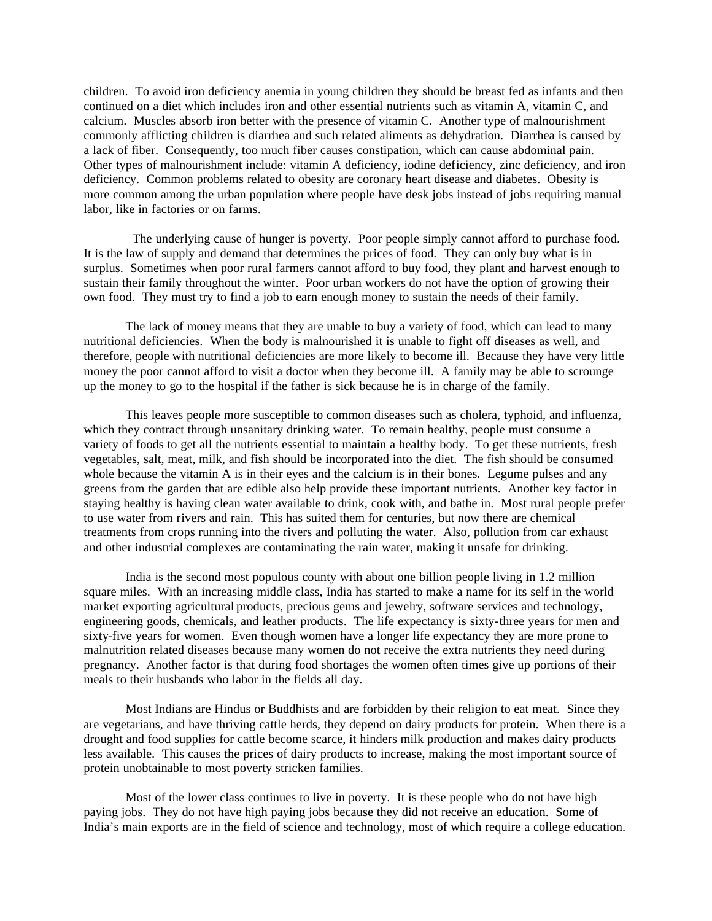children. To avoid iron deficiency anemia in young children they should be breast fed as infants and then continued on a diet which includes iron and other essential nutrients such as vitamin A, vitamin C, and calcium. Muscles absorb iron better with the presence of vitamin C. Another type of malnourishment commonly afflicting children is diarrhea and such related aliments as dehydration. Diarrhea is caused by a lack of fiber. Consequently, too much fiber causes constipation, which can cause abdominal pain. Other types of malnourishment include: vitamin A deficiency, iodine deficiency, zinc deficiency, and iron deficiency. Common problems related to obesity are coronary heart disease and diabetes. Obesity is more common among the urban population where people have desk jobs instead of jobs requiring manual labor, like in factories or on farms.

The underlying cause of hunger is poverty. Poor people simply cannot afford to purchase food. It is the law of supply and demand that determines the prices of food. They can only buy what is in surplus. Sometimes when poor rural farmers cannot afford to buy food, they plant and harvest enough to sustain their family throughout the winter. Poor urban workers do not have the option of growing their own food. They must try to find a job to earn enough money to sustain the needs of their family.

The lack of money means that they are unable to buy a variety of food, which can lead to many nutritional deficiencies. When the body is malnourished it is unable to fight off diseases as well, and therefore, people with nutritional deficiencies are more likely to become ill. Because they have very little money the poor cannot afford to visit a doctor when they become ill. A family may be able to scrounge up the money to go to the hospital if the father is sick because he is in charge of the family.

This leaves people more susceptible to common diseases such as cholera, typhoid, and influenza, which they contract through unsanitary drinking water. To remain healthy, people must consume a variety of foods to get all the nutrients essential to maintain a healthy body. To get these nutrients, fresh vegetables, salt, meat, milk, and fish should be incorporated into the diet. The fish should be consumed whole because the vitamin A is in their eyes and the calcium is in their bones. Legume pulses and any greens from the garden that are edible also help provide these important nutrients. Another key factor in staying healthy is having clean water available to drink, cook with, and bathe in. Most rural people prefer to use water from rivers and rain. This has suited them for centuries, but now there are chemical treatments from crops running into the rivers and polluting the water. Also, pollution from car exhaust and other industrial complexes are contaminating the rain water, making it unsafe for drinking.

India is the second most populous county with about one billion people living in 1.2 million square miles. With an increasing middle class, India has started to make a name for its self in the world market exporting agricultural products, precious gems and jewelry, software services and technology, engineering goods, chemicals, and leather products. The life expectancy is sixty-three years for men and sixty-five years for women. Even though women have a longer life expectancy they are more prone to malnutrition related diseases because many women do not receive the extra nutrients they need during pregnancy. Another factor is that during food shortages the women often times give up portions of their meals to their husbands who labor in the fields all day.

Most Indians are Hindus or Buddhists and are forbidden by their religion to eat meat. Since they are vegetarians, and have thriving cattle herds, they depend on dairy products for protein. When there is a drought and food supplies for cattle become scarce, it hinders milk production and makes dairy products less available. This causes the prices of dairy products to increase, making the most important source of protein unobtainable to most poverty stricken families.

Most of the lower class continues to live in poverty. It is these people who do not have high paying jobs. They do not have high paying jobs because they did not receive an education. Some of India's main exports are in the field of science and technology, most of which require a college education.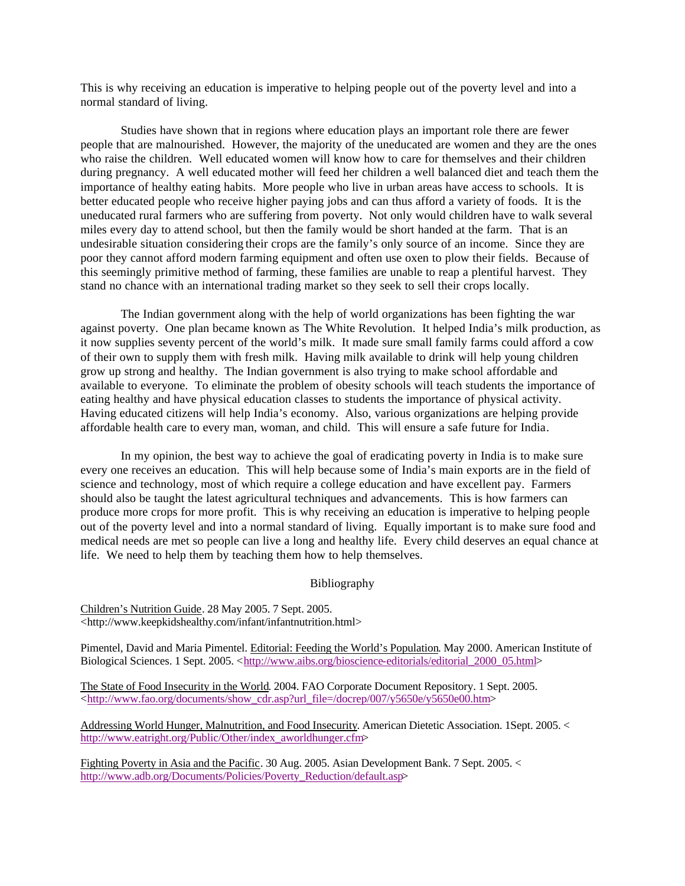This is why receiving an education is imperative to helping people out of the poverty level and into a normal standard of living.

Studies have shown that in regions where education plays an important role there are fewer people that are malnourished. However, the majority of the uneducated are women and they are the ones who raise the children. Well educated women will know how to care for themselves and their children during pregnancy. A well educated mother will feed her children a well balanced diet and teach them the importance of healthy eating habits. More people who live in urban areas have access to schools. It is better educated people who receive higher paying jobs and can thus afford a variety of foods. It is the uneducated rural farmers who are suffering from poverty. Not only would children have to walk several miles every day to attend school, but then the family would be short handed at the farm. That is an undesirable situation considering their crops are the family's only source of an income. Since they are poor they cannot afford modern farming equipment and often use oxen to plow their fields. Because of this seemingly primitive method of farming, these families are unable to reap a plentiful harvest. They stand no chance with an international trading market so they seek to sell their crops locally.

The Indian government along with the help of world organizations has been fighting the war against poverty. One plan became known as The White Revolution. It helped India's milk production, as it now supplies seventy percent of the world's milk. It made sure small family farms could afford a cow of their own to supply them with fresh milk. Having milk available to drink will help young children grow up strong and healthy. The Indian government is also trying to make school affordable and available to everyone. To eliminate the problem of obesity schools will teach students the importance of eating healthy and have physical education classes to students the importance of physical activity. Having educated citizens will help India's economy. Also, various organizations are helping provide affordable health care to every man, woman, and child. This will ensure a safe future for India.

In my opinion, the best way to achieve the goal of eradicating poverty in India is to make sure every one receives an education. This will help because some of India's main exports are in the field of science and technology, most of which require a college education and have excellent pay. Farmers should also be taught the latest agricultural techniques and advancements. This is how farmers can produce more crops for more profit. This is why receiving an education is imperative to helping people out of the poverty level and into a normal standard of living. Equally important is to make sure food and medical needs are met so people can live a long and healthy life. Every child deserves an equal chance at life. We need to help them by teaching them how to help themselves.

## Bibliography

Children's Nutrition Guide. 28 May 2005. 7 Sept. 2005. <http://www.keepkidshealthy.com/infant/infantnutrition.html>

Pimentel, David and Maria Pimentel. Editorial: Feeding the World's Population. May 2000. American Institute of Biological Sciences. 1 Sept. 2005. <http://www.aibs.org/bioscience-editorials/editorial_2000_05.html>

The State of Food Insecurity in the World. 2004. FAO Corporate Document Repository. 1 Sept. 2005. <http://www.fao.org/documents/show_cdr.asp?url_file=/docrep/007/y5650e/y5650e00.htm>

Addressing World Hunger, Malnutrition, and Food Insecurity. American Dietetic Association. 1Sept. 2005. < http://www.eatright.org/Public/Other/index_aworldhunger.cfm>

Fighting Poverty in Asia and the Pacific. 30 Aug. 2005. Asian Development Bank. 7 Sept. 2005. < http://www.adb.org/Documents/Policies/Poverty_Reduction/default.asp>